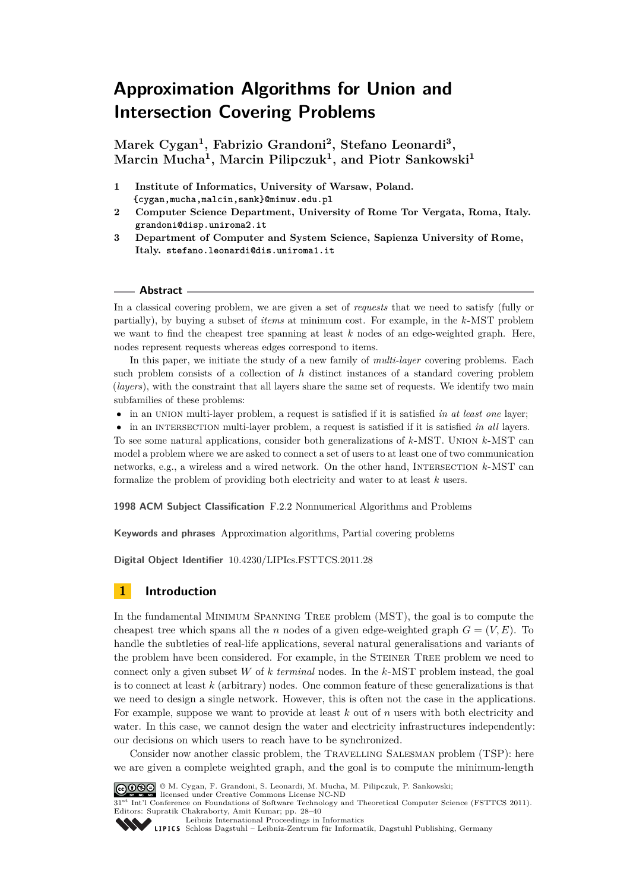# Approximation Algorithms for Union and Intersection Covering Problems

**Marek Cygan[1], Fabrizio Grandoni[2], Stefano Leonardi[3], Marcin Mucha[1], Marcin Pilipczuk[1], and Piotr Sankowski[1]**

1. **Institute of Informatics, University of Warsaw, Poland.** {cygan,mucha,malcin,sank}@mimuw.edu.pl
2. **Computer Science Department, University of Rome Tor Vergata, Roma, Italy.** grandoni@disp.uniroma2.it
3. **Department of Computer and System Science, Sapienza University of Rome, Italy.** stefano.leonardi@dis.uniroma1.it

## Abstract

In a classical covering problem, we are given a set of *requests* that we need to satisfy (fully or partially), by buying a subset of *items* at minimum cost. For example, in the $k$-MST problem we want to find the cheapest tree spanning at least $k$ nodes of an edge-weighted graph. Here, nodes represent requests whereas edges correspond to items.

In this paper, we initiate the study of a new family of *multi-layer* covering problems. Each such problem consists of a collection of $h$ distinct instances of a standard covering problem (*layers*), with the constraint that all layers share the same set of requests. We identify two main subfamilies of these problems:

- in an UNION multi-layer problem, a request is satisfied if it is satisfied *in at least one* layer;
- in an INTERSECTION multi-layer problem, a request is satisfied if it is satisfied *in all* layers.

To see some natural applications, consider both generalizations of $k$-MST. UNION $k$-MST can model a problem where we are asked to connect a set of users to at least one of two communication networks, e.g., a wireless and a wired network. On the other hand, INTERSECTION $k$-MST can formalize the problem of providing both electricity and water to at least $k$ users.

**1998 ACM Subject Classification** F.2.2 Nonnumerical Algorithms and Problems

**Keywords and phrases** Approximation algorithms, Partial covering problems

**Digital Object Identifier** 10.4230/LIPIcs.FSTTCS.2011.28

## 1 Introduction

In the fundamental MINIMUM SPANNING TREE problem (MST), the goal is to compute the cheapest tree which spans all the $n$ nodes of a given edge-weighted graph $G = (V, E)$. To handle the subtleties of real-life applications, several natural generalisations and variants of the problem have been considered. For example, in the STEINER TREE problem we need to connect only a given subset $W$ of $k$ *terminal* nodes. In the $k$-MST problem instead, the goal is to connect at least $k$ (arbitrary) nodes. One common feature of these generalizations is that we need to design a single network. However, this is often not the case in the applications. For example, suppose we want to provide at least $k$ out of $n$ users with both electricity and water. In this case, we cannot design the water and electricity infrastructures independently: our decisions on which users to reach have to be synchronized.

Consider now another classic problem, the TRAVELLING SALESMAN problem (TSP): here we are given a complete weighted graph, and the goal is to compute the minimum-length

© M. Cygan, F. Grandoni, S. Leonardi, M. Mucha, M. Pilipczuk, P. Sankowski; licensed under Creative Commons License NC-ND
31st Int'l Conference on Foundations of Software Technology and Theoretical Computer Science (FSTTCS 2011). Editors: Supratik Chakraborty, Amit Kumar; pp. 28–40
Leibniz International Proceedings in Informatics
LIPICS Schloss Dagstuhl – Leibniz-Zentrum für Informatik, Dagstuhl Publishing, Germany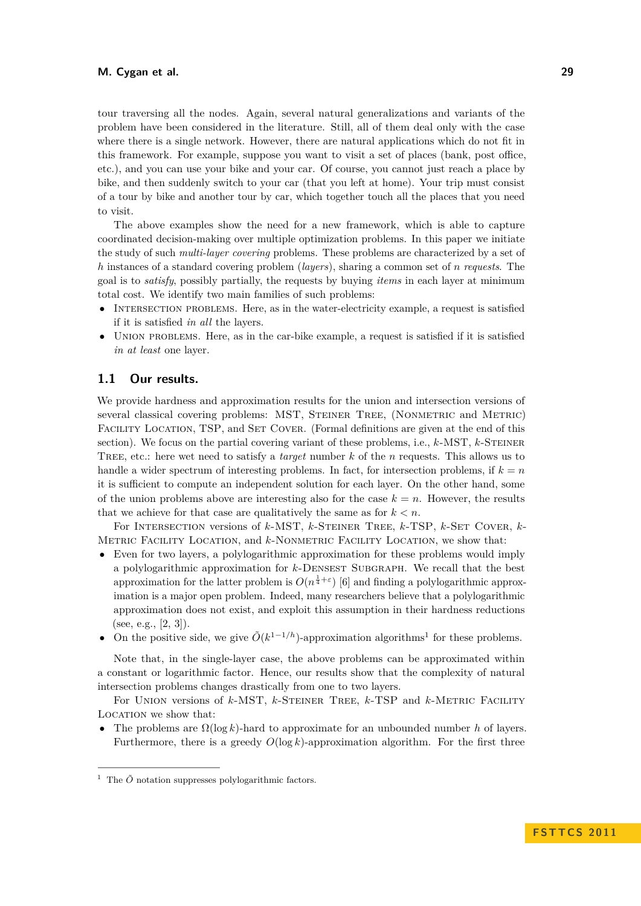tour traversing all the nodes. Again, several natural generalizations and variants of the problem have been considered in the literature. Still, all of them deal only with the case where there is a single network. However, there are natural applications which do not fit in this framework. For example, suppose you want to visit a set of places (bank, post office, etc.), and you can use your bike and your car. Of course, you cannot just reach a place by bike, and then suddenly switch to your car (that you left at home). Your trip must consist of a tour by bike and another tour by car, which together touch all the places that you need to visit.

The above examples show the need for a new framework, which is able to capture coordinated decision-making over multiple optimization problems. In this paper we initiate the study of such *multi-layer covering* problems. These problems are characterized by a set of $h$ instances of a standard covering problem (*layers*), sharing a common set of $n$ *requests*. The goal is to *satisfy*, possibly partially, the requests by buying *items* in each layer at minimum total cost. We identify two main families of such problems:

- Intersection problems. Here, as in the water-electricity example, a request is satisfied if it is satisfied *in all* the layers.
- Union problems. Here, as in the car-bike example, a request is satisfied if it is satisfied *in at least* one layer.

## 1.1 Our results.

We provide hardness and approximation results for the union and intersection versions of several classical covering problems: MST, Steiner Tree, (Nonmetric and Metric) Facility Location, TSP, and Set Cover. (Formal definitions are given at the end of this section). We focus on the partial covering variant of these problems, i.e., $k$-MST, $k$-Steiner Tree, etc.: here wet need to satisfy a *target* number $k$ of the $n$ requests. This allows us to handle a wider spectrum of interesting problems. In fact, for intersection problems, if $k = n$ it is sufficient to compute an independent solution for each layer. On the other hand, some of the union problems above are interesting also for the case $k = n$. However, the results that we achieve for that case are qualitatively the same as for $k < n$.

For Intersection versions of $k$-MST, $k$-Steiner Tree, $k$-TSP, $k$-Set Cover, $k$-Metric Facility Location, and $k$-Nonmetric Facility Location, we show that:

- Even for two layers, a polylogarithmic approximation for these problems would imply a polylogarithmic approximation for $k$-Densest Subgraph. We recall that the best approximation for the latter problem is $O(n^{\frac{1}{4}+\varepsilon})$ [6] and finding a polylogarithmic approximation is a major open problem. Indeed, many researchers believe that a polylogarithmic approximation does not exist, and exploit this assumption in their hardness reductions (see, e.g., [2, 3]).
- On the positive side, we give $\tilde{O}(k^{1-1/h})$-approximation algorithms[1] for these problems.

Note that, in the single-layer case, the above problems can be approximated within a constant or logarithmic factor. Hence, our results show that the complexity of natural intersection problems changes drastically from one to two layers.

For Union versions of $k$-MST, $k$-Steiner Tree, $k$-TSP and $k$-Metric Facility Location we show that:

- The problems are $\Omega(\log k)$-hard to approximate for an unbounded number $h$ of layers. Furthermore, there is a greedy $O(\log k)$-approximation algorithm. For the first three

[1] The $\tilde{O}$ notation suppresses polylogarithmic factors.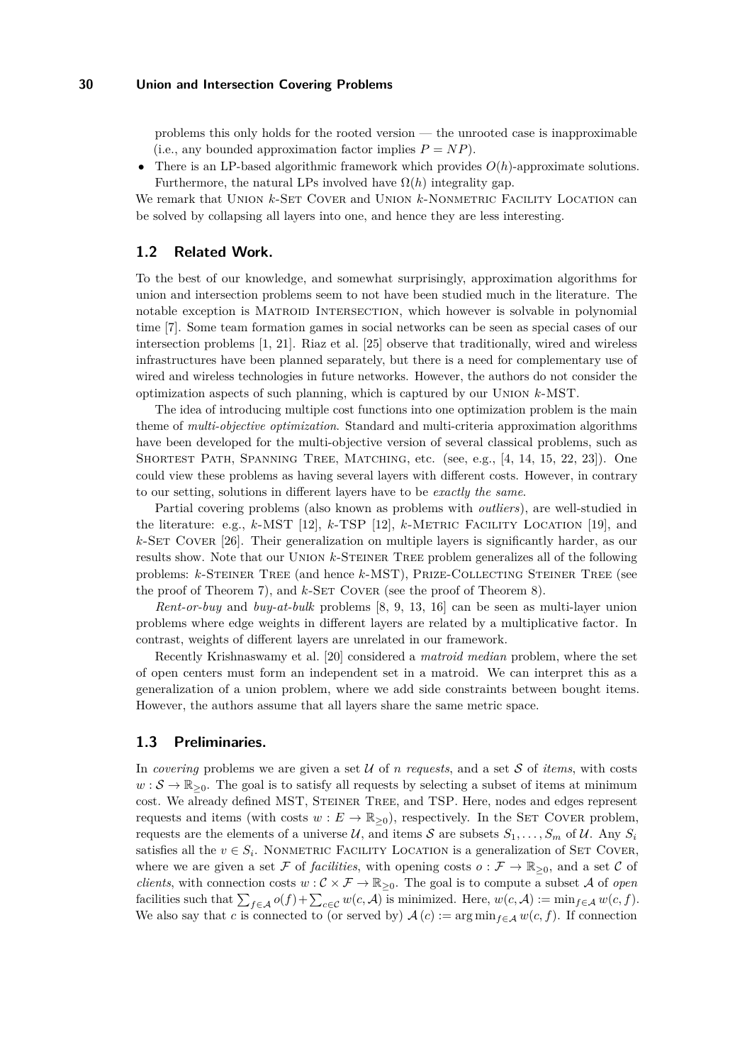problems this only holds for the rooted version — the unrooted case is inapproximable (i.e., any bounded approximation factor implies $P = NP$).

- There is an LP-based algorithmic framework which provides $O(h)$-approximate solutions. Furthermore, the natural LPs involved have $\Omega(h)$ integrality gap.

We remark that Union $k$-Set Cover and Union $k$-Nonmetric Facility Location can be solved by collapsing all layers into one, and hence they are less interesting.

## 1.2 Related Work.

To the best of our knowledge, and somewhat surprisingly, approximation algorithms for union and intersection problems seem to not have been studied much in the literature. The notable exception is Matroid Intersection, which however is solvable in polynomial time [7]. Some team formation games in social networks can be seen as special cases of our intersection problems [1, 21]. Riaz et al. [25] observe that traditionally, wired and wireless infrastructures have been planned separately, but there is a need for complementary use of wired and wireless technologies in future networks. However, the authors do not consider the optimization aspects of such planning, which is captured by our Union $k$-MST.

The idea of introducing multiple cost functions into one optimization problem is the main theme of *multi-objective optimization*. Standard and multi-criteria approximation algorithms have been developed for the multi-objective version of several classical problems, such as Shortest Path, Spanning Tree, Matching, etc. (see, e.g., [4, 14, 15, 22, 23]). One could view these problems as having several layers with different costs. However, in contrary to our setting, solutions in different layers have to be *exactly the same*.

Partial covering problems (also known as problems with *outliers*), are well-studied in the literature: e.g., $k$-MST [12], $k$-TSP [12], $k$-Metric Facility Location [19], and $k$-Set Cover [26]. Their generalization on multiple layers is significantly harder, as our results show. Note that our Union $k$-Steiner Tree problem generalizes all of the following problems: $k$-Steiner Tree (and hence $k$-MST), Prize-Collecting Steiner Tree (see the proof of Theorem 7), and $k$-Set Cover (see the proof of Theorem 8).

*Rent-or-buy* and *buy-at-bulk* problems [8, 9, 13, 16] can be seen as multi-layer union problems where edge weights in different layers are related by a multiplicative factor. In contrast, weights of different layers are unrelated in our framework.

Recently Krishnaswamy et al. [20] considered a *matroid median* problem, where the set of open centers must form an independent set in a matroid. We can interpret this as a generalization of a union problem, where we add side constraints between bought items. However, the authors assume that all layers share the same metric space.

## 1.3 Preliminaries.

In *covering* problems we are given a set $\mathcal{U}$ of $n$ *requests*, and a set $\mathcal{S}$ of *items*, with costs $w : \mathcal{S} \to \mathbb{R}_{\geq 0}$. The goal is to satisfy all requests by selecting a subset of items at minimum cost. We already defined MST, Steiner Tree, and TSP. Here, nodes and edges represent requests and items (with costs $w : E \to \mathbb{R}_{\geq 0}$), respectively. In the Set Cover problem, requests are the elements of a universe $\mathcal{U}$, and items $\mathcal{S}$ are subsets $S_1, \ldots, S_m$ of $\mathcal{U}$. Any $S_i$ satisfies all the $v \in S_i$. Nonmetric Facility Location is a generalization of Set Cover, where we are given a set $\mathcal{F}$ of *facilities*, with opening costs $o : \mathcal{F} \to \mathbb{R}_{\geq 0}$, and a set $\mathcal{C}$ of *clients*, with connection costs $w : \mathcal{C} \times \mathcal{F} \to \mathbb{R}_{\geq 0}$. The goal is to compute a subset $\mathcal{A}$ of *open* facilities such that $\sum_{f \in \mathcal{A}} o(f) + \sum_{c \in \mathcal{C}} w(c, \mathcal{A})$ is minimized. Here, $w(c, \mathcal{A}) := \min_{f \in \mathcal{A}} w(c, f)$. We also say that $c$ is connected to (or served by) $\mathcal{A}(c) := \arg\min_{f \in \mathcal{A}} w(c, f)$. If connection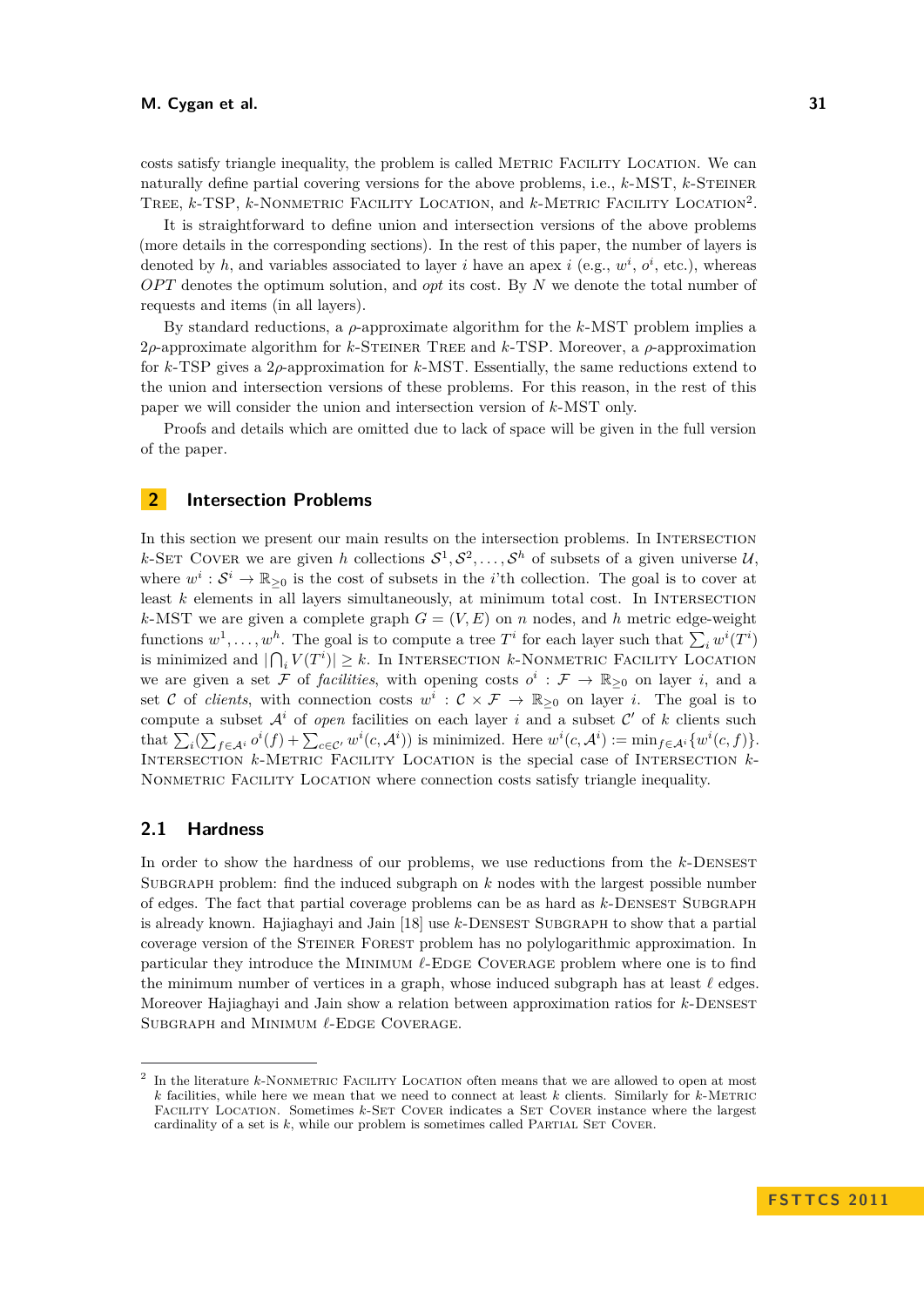costs satisfy triangle inequality, the problem is called Metric Facility Location. We can naturally define partial covering versions for the above problems, i.e., $k$-MST, $k$-Steiner Tree, $k$-TSP, $k$-Nonmetric Facility Location, and $k$-Metric Facility Location[2].

It is straightforward to define union and intersection versions of the above problems (more details in the corresponding sections). In the rest of this paper, the number of layers is denoted by $h$, and variables associated to layer $i$ have an apex $i$ (e.g., $w^i$, $o^i$, etc.), whereas $OPT$ denotes the optimum solution, and $opt$ its cost. By $N$ we denote the total number of requests and items (in all layers).

By standard reductions, a $\rho$-approximate algorithm for the $k$-MST problem implies a $2\rho$-approximate algorithm for $k$-Steiner Tree and $k$-TSP. Moreover, a $\rho$-approximation for $k$-TSP gives a $2\rho$-approximation for $k$-MST. Essentially, the same reductions extend to the union and intersection versions of these problems. For this reason, in the rest of this paper we will consider the union and intersection version of $k$-MST only.

Proofs and details which are omitted due to lack of space will be given in the full version of the paper.

## 2 Intersection Problems

In this section we present our main results on the intersection problems. In Intersection $k$-Set Cover we are given $h$ collections $\mathcal{S}^1, \mathcal{S}^2, \ldots, \mathcal{S}^h$ of subsets of a given universe $\mathcal{U}$, where $w^i : \mathcal{S}^i \to \mathbb{R}_{\geq 0}$ is the cost of subsets in the $i$'th collection. The goal is to cover at least $k$ elements in all layers simultaneously, at minimum total cost. In Intersection $k$-MST we are given a complete graph $G = (V, E)$ on $n$ nodes, and $h$ metric edge-weight functions $w^1, \ldots, w^h$. The goal is to compute a tree $T^i$ for each layer such that $\sum_i w^i(T^i)$ is minimized and $|\bigcap_i V(T^i)| \geq k$. In Intersection $k$-Nonmetric Facility Location we are given a set $\mathcal{F}$ of *facilities*, with opening costs $o^i : \mathcal{F} \to \mathbb{R}_{\geq 0}$ on layer $i$, and a set $\mathcal{C}$ of *clients*, with connection costs $w^i : \mathcal{C} \times \mathcal{F} \to \mathbb{R}_{\geq 0}$ on layer $i$. The goal is to compute a subset $\mathcal{A}^i$ of *open* facilities on each layer $i$ and a subset $\mathcal{C}'$ of $k$ clients such that $\sum_i (\sum_{f \in \mathcal{A}^i} o^i(f) + \sum_{c \in \mathcal{C}'} w^i(c, \mathcal{A}^i))$ is minimized. Here $w^i(c, \mathcal{A}^i) := \min_{f \in \mathcal{A}^i}\{w^i(c, f)\}$. Intersection $k$-Metric Facility Location is the special case of Intersection $k$-Nonmetric Facility Location where connection costs satisfy triangle inequality.

### 2.1 Hardness

In order to show the hardness of our problems, we use reductions from the $k$-Densest Subgraph problem: find the induced subgraph on $k$ nodes with the largest possible number of edges. The fact that partial coverage problems can be as hard as $k$-Densest Subgraph is already known. Hajiaghayi and Jain [18] use $k$-Densest Subgraph to show that a partial coverage version of the Steiner Forest problem has no polylogarithmic approximation. In particular they introduce the Minimum $\ell$-Edge Coverage problem where one is to find the minimum number of vertices in a graph, whose induced subgraph has at least $\ell$ edges. Moreover Hajiaghayi and Jain show a relation between approximation ratios for $k$-Densest Subgraph and Minimum $\ell$-Edge Coverage.

---

[2] In the literature $k$-Nonmetric Facility Location often means that we are allowed to open at most $k$ facilities, while here we mean that we need to connect at least $k$ clients. Similarly for $k$-Metric Facility Location. Sometimes $k$-Set Cover indicates a Set Cover instance where the largest cardinality of a set is $k$, while our problem is sometimes called Partial Set Cover.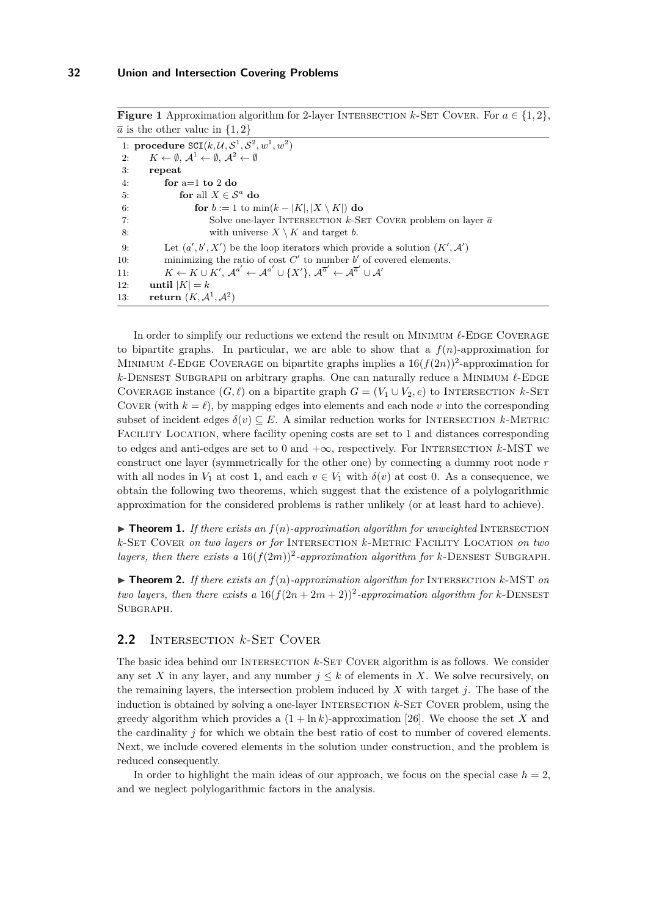**Figure 1** Approximation algorithm for 2-layer Intersection $k$-Set Cover. For $a \in \{1, 2\}$, $\overline{a}$ is the other value in $\{1, 2\}$

```
1:  procedure SCI(k, U, S^1, S^2, w^1, w^2)
2:      K ← ∅, A^1 ← ∅, A^2 ← ∅
3:      repeat
4:          for a=1 to 2 do
5:              for all X ∈ S^a do
6:                  for b := 1 to min(k − |K|, |X \ K|) do
7:                      Solve one-layer Intersection k-Set Cover problem on layer ā
8:                      with universe X \ K and target b.
9:          Let (a′, b′, X′) be the loop iterators which provide a solution (K′, A′)
10:         minimizing the ratio of cost C′ to number b′ of covered elements.
11:         K ← K ∪ K′, A^{a′} ← A^{a′} ∪ {X′}, A^{ā′} ← A^{ā′} ∪ A′
12:     until |K| = k
13:     return (K, A^1, A^2)
```

In order to simplify our reductions we extend the result on Minimum $\ell$-Edge Coverage to bipartite graphs. In particular, we are able to show that a $f(n)$-approximation for Minimum $\ell$-Edge Coverage on bipartite graphs implies a $16(f(2n))^2$-approximation for $k$-Densest Subgraph on arbitrary graphs. One can naturally reduce a Minimum $\ell$-Edge Coverage instance $(G, \ell)$ on a bipartite graph $G = (V_1 \cup V_2, e)$ to Intersection $k$-Set Cover (with $k = \ell$), by mapping edges into elements and each node $v$ into the corresponding subset of incident edges $\delta(v) \subseteq E$. A similar reduction works for Intersection $k$-Metric Facility Location, where facility opening costs are set to 1 and distances corresponding to edges and anti-edges are set to 0 and $+\infty$, respectively. For Intersection $k$-MST we construct one layer (symmetrically for the other one) by connecting a dummy root node $r$ with all nodes in $V_1$ at cost 1, and each $v \in V_1$ with $\delta(v)$ at cost 0. As a consequence, we obtain the following two theorems, which suggest that the existence of a polylogarithmic approximation for the considered problems is rather unlikely (or at least hard to achieve).

▶ **Theorem 1.** *If there exists an $f(n)$-approximation algorithm for unweighted* Intersection $k$-Set Cover *on two layers or for* Intersection $k$-Metric Facility Location *on two layers, then there exists a $16(f(2m))^2$-approximation algorithm for $k$-*Densest Subgraph.

▶ **Theorem 2.** *If there exists an $f(n)$-approximation algorithm for* Intersection $k$-MST *on two layers, then there exists a $16(f(2n + 2m + 2))^2$-approximation algorithm for $k$-*Densest Subgraph.

## 2.2 Intersection $k$-Set Cover

The basic idea behind our Intersection $k$-Set Cover algorithm is as follows. We consider any set $X$ in any layer, and any number $j \leq k$ of elements in $X$. We solve recursively, on the remaining layers, the intersection problem induced by $X$ with target $j$. The base of the induction is obtained by solving a one-layer Intersection $k$-Set Cover problem, using the greedy algorithm which provides a $(1 + \ln k)$-approximation [26]. We choose the set $X$ and the cardinality $j$ for which we obtain the best ratio of cost to number of covered elements. Next, we include covered elements in the solution under construction, and the problem is reduced consequently.

In order to highlight the main ideas of our approach, we focus on the special case $h = 2$, and we neglect polylogarithmic factors in the analysis.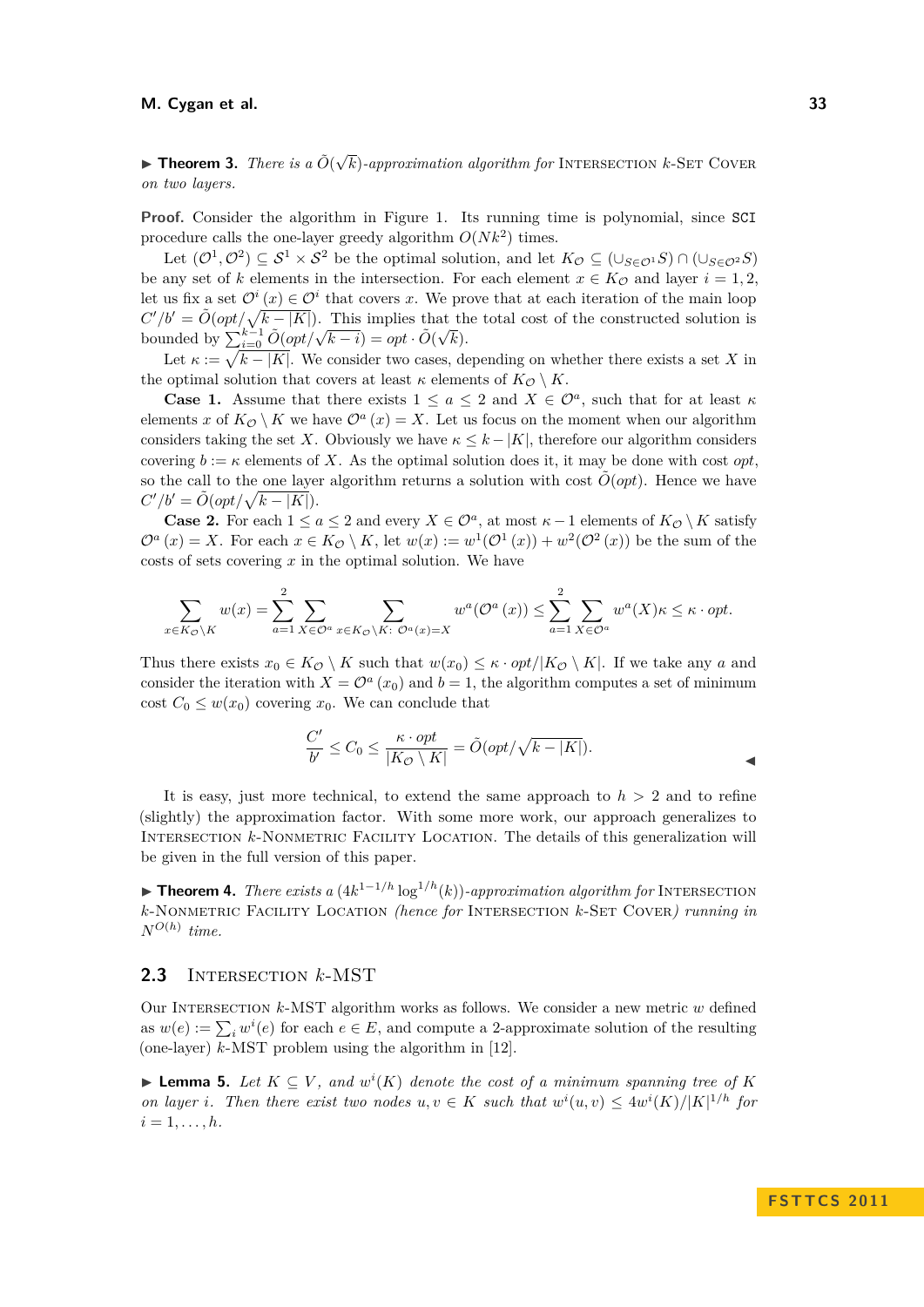▶ **Theorem 3.** *There is a $\tilde{O}(\sqrt{k})$-approximation algorithm for* Intersection $k$-Set Cover *on two layers.*

**Proof.** Consider the algorithm in Figure 1. Its running time is polynomial, since SCI procedure calls the one-layer greedy algorithm $O(Nk^2)$ times.

Let $(\mathcal{O}^1, \mathcal{O}^2) \subseteq \mathcal{S}^1 \times \mathcal{S}^2$ be the optimal solution, and let $K_\mathcal{O} \subseteq (\cup_{S \in \mathcal{O}^1} S) \cap (\cup_{S \in \mathcal{O}^2} S)$ be any set of $k$ elements in the intersection. For each element $x \in K_\mathcal{O}$ and layer $i = 1, 2$, let us fix a set $\mathcal{O}^i(x) \in \mathcal{O}^i$ that covers $x$. We prove that at each iteration of the main loop $C'/b' = \tilde{O}(opt/\sqrt{k - |K|})$. This implies that the total cost of the constructed solution is bounded by $\sum_{i=0}^{k-1} \tilde{O}(opt/\sqrt{k-i}) = opt \cdot \tilde{O}(\sqrt{k})$.

Let $\kappa := \sqrt{k - |K|}$. We consider two cases, depending on whether there exists a set $X$ in the optimal solution that covers at least $\kappa$ elements of $K_\mathcal{O} \setminus K$.

**Case 1.** Assume that there exists $1 \le a \le 2$ and $X \in \mathcal{O}^a$, such that for at least $\kappa$ elements $x$ of $K_\mathcal{O} \setminus K$ we have $\mathcal{O}^a(x) = X$. Let us focus on the moment when our algorithm considers taking the set $X$. Obviously we have $\kappa \le k - |K|$, therefore our algorithm considers covering $b := \kappa$ elements of $X$. As the optimal solution does it, it may be done with cost $opt$, so the call to the one layer algorithm returns a solution with cost $\tilde{O}(opt)$. Hence we have $C'/b' = \tilde{O}(opt/\sqrt{k - |K|})$.

**Case 2.** For each $1 \le a \le 2$ and every $X \in \mathcal{O}^a$, at most $\kappa - 1$ elements of $K_\mathcal{O} \setminus K$ satisfy $\mathcal{O}^a(x) = X$. For each $x \in K_\mathcal{O} \setminus K$, let $w(x) := w^1(\mathcal{O}^1(x)) + w^2(\mathcal{O}^2(x))$ be the sum of the costs of sets covering $x$ in the optimal solution. We have

$$\sum_{x \in K_\mathcal{O} \setminus K} w(x) = \sum_{a=1}^{2} \sum_{X \in \mathcal{O}^a} \sum_{x \in K_\mathcal{O} \setminus K:\ \mathcal{O}^a(x) = X} w^a(\mathcal{O}^a(x)) \le \sum_{a=1}^{2} \sum_{X \in \mathcal{O}^a} w^a(X)\kappa \le \kappa \cdot opt.$$

Thus there exists $x_0 \in K_\mathcal{O} \setminus K$ such that $w(x_0) \le \kappa \cdot opt/|K_\mathcal{O} \setminus K|$. If we take any $a$ and consider the iteration with $X = \mathcal{O}^a(x_0)$ and $b = 1$, the algorithm computes a set of minimum cost $C_0 \le w(x_0)$ covering $x_0$. We can conclude that

$$\frac{C'}{b'} \le C_0 \le \frac{\kappa \cdot opt}{|K_\mathcal{O} \setminus K|} = \tilde{O}(opt/\sqrt{k - |K|}).$$

◀

It is easy, just more technical, to extend the same approach to $h > 2$ and to refine (slightly) the approximation factor. With some more work, our approach generalizes to Intersection $k$-Nonmetric Facility Location. The details of this generalization will be given in the full version of this paper.

▶ **Theorem 4.** *There exists a $(4k^{1-1/h} \log^{1/h}(k))$-approximation algorithm for* Intersection $k$-Nonmetric Facility Location *(hence for* Intersection $k$-Set Cover*) running in $N^{O(h)}$ time.*

## 2.3 Intersection $k$-MST

Our Intersection $k$-MST algorithm works as follows. We consider a new metric $w$ defined as $w(e) := \sum_i w^i(e)$ for each $e \in E$, and compute a 2-approximate solution of the resulting (one-layer) $k$-MST problem using the algorithm in [12].

▶ **Lemma 5.** *Let $K \subseteq V$, and $w^i(K)$ denote the cost of a minimum spanning tree of $K$ on layer $i$. Then there exist two nodes $u, v \in K$ such that $w^i(u, v) \le 4w^i(K)/|K|^{1/h}$ for $i = 1, \ldots, h$.*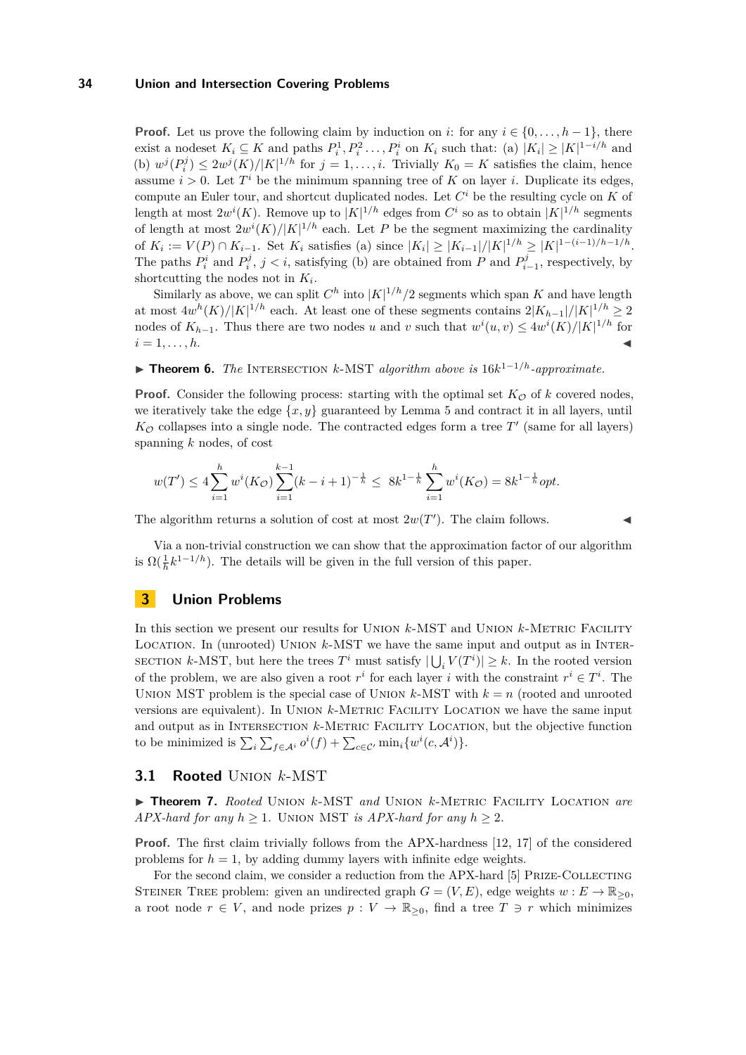**Proof.** Let us prove the following claim by induction on $i$: for any $i \in \{0, \dots, h-1\}$, there exist a nodeset $K_i \subseteq K$ and paths $P_i^1, P_i^2 \dots, P_i^i$ on $K_i$ such that: (a) $|K_i| \geq |K|^{1-i/h}$ and (b) $w^j(P_i^j) \leq 2w^j(K)/|K|^{1/h}$ for $j = 1, \dots, i$. Trivially $K_0 = K$ satisfies the claim, hence assume $i > 0$. Let $T^i$ be the minimum spanning tree of $K$ on layer $i$. Duplicate its edges, compute an Euler tour, and shortcut duplicated nodes. Let $C^i$ be the resulting cycle on $K$ of length at most $2w^i(K)$. Remove up to $|K|^{1/h}$ edges from $C^i$ so as to obtain $|K|^{1/h}$ segments of length at most $2w^i(K)/|K|^{1/h}$ each. Let $P$ be the segment maximizing the cardinality of $K_i := V(P) \cap K_{i-1}$. Set $K_i$ satisfies (a) since $|K_i| \geq |K_{i-1}|/|K|^{1/h} \geq |K|^{1-(i-1)/h-1/h}$. The paths $P_i^i$ and $P_i^j$, $j < i$, satisfying (b) are obtained from $P$ and $P_{i-1}^j$, respectively, by shortcutting the nodes not in $K_i$.

Similarly as above, we can split $C^h$ into $|K|^{1/h}/2$ segments which span $K$ and have length at most $4w^h(K)/|K|^{1/h}$ each. At least one of these segments contains $2|K_{h-1}|/|K|^{1/h} \geq 2$ nodes of $K_{h-1}$. Thus there are two nodes $u$ and $v$ such that $w^i(u,v) \leq 4w^i(K)/|K|^{1/h}$ for $i = 1, \dots, h$. ◀

▶ **Theorem 6.** *The* Intersection $k$-MST *algorithm above is* $16k^{1-1/h}$*-approximate.*

**Proof.** Consider the following process: starting with the optimal set $K_{\mathcal{O}}$ of $k$ covered nodes, we iteratively take the edge $\{x, y\}$ guaranteed by Lemma 5 and contract it in all layers, until $K_{\mathcal{O}}$ collapses into a single node. The contracted edges form a tree $T'$ (same for all layers) spanning $k$ nodes, of cost

$$w(T') \leq 4\sum_{i=1}^{h} w^i(K_{\mathcal{O}}) \sum_{i=1}^{k-1}(k-i+1)^{-\frac{1}{h}} \leq \; 8k^{1-\frac{1}{h}} \sum_{i=1}^{h} w^i(K_{\mathcal{O}}) = 8k^{1-\frac{1}{h}} opt.$$

The algorithm returns a solution of cost at most $2w(T')$. The claim follows. ◀

Via a non-trivial construction we can show that the approximation factor of our algorithm is $\Omega(\frac{1}{h}k^{1-1/h})$. The details will be given in the full version of this paper.

## 3 Union Problems

In this section we present our results for Union $k$-MST and Union $k$-Metric Facility Location. In (unrooted) Union $k$-MST we have the same input and output as in Intersection $k$-MST, but here the trees $T^i$ must satisfy $|\bigcup_i V(T^i)| \geq k$. In the rooted version of the problem, we are also given a root $r^i$ for each layer $i$ with the constraint $r^i \in T^i$. The Union MST problem is the special case of Union $k$-MST with $k = n$ (rooted and unrooted versions are equivalent). In Union $k$-Metric Facility Location we have the same input and output as in Intersection $k$-Metric Facility Location, but the objective function to be minimized is $\sum_i \sum_{f \in \mathcal{A}^i} o^i(f) + \sum_{c \in \mathcal{C}'} \min_i\{w^i(c, \mathcal{A}^i)\}$.

### 3.1 Rooted Union $k$-MST

▶ **Theorem 7.** *Rooted* Union $k$-MST *and* Union $k$-Metric Facility Location *are APX-hard for any* $h \geq 1$*.* Union MST *is APX-hard for any* $h \geq 2$*.*

**Proof.** The first claim trivially follows from the APX-hardness [12, 17] of the considered problems for $h = 1$, by adding dummy layers with infinite edge weights.

For the second claim, we consider a reduction from the APX-hard [5] Prize-Collecting Steiner Tree problem: given an undirected graph $G = (V, E)$, edge weights $w : E \to \mathbb{R}_{\geq 0}$, a root node $r \in V$, and node prizes $p : V \to \mathbb{R}_{\geq 0}$, find a tree $T \ni r$ which minimizes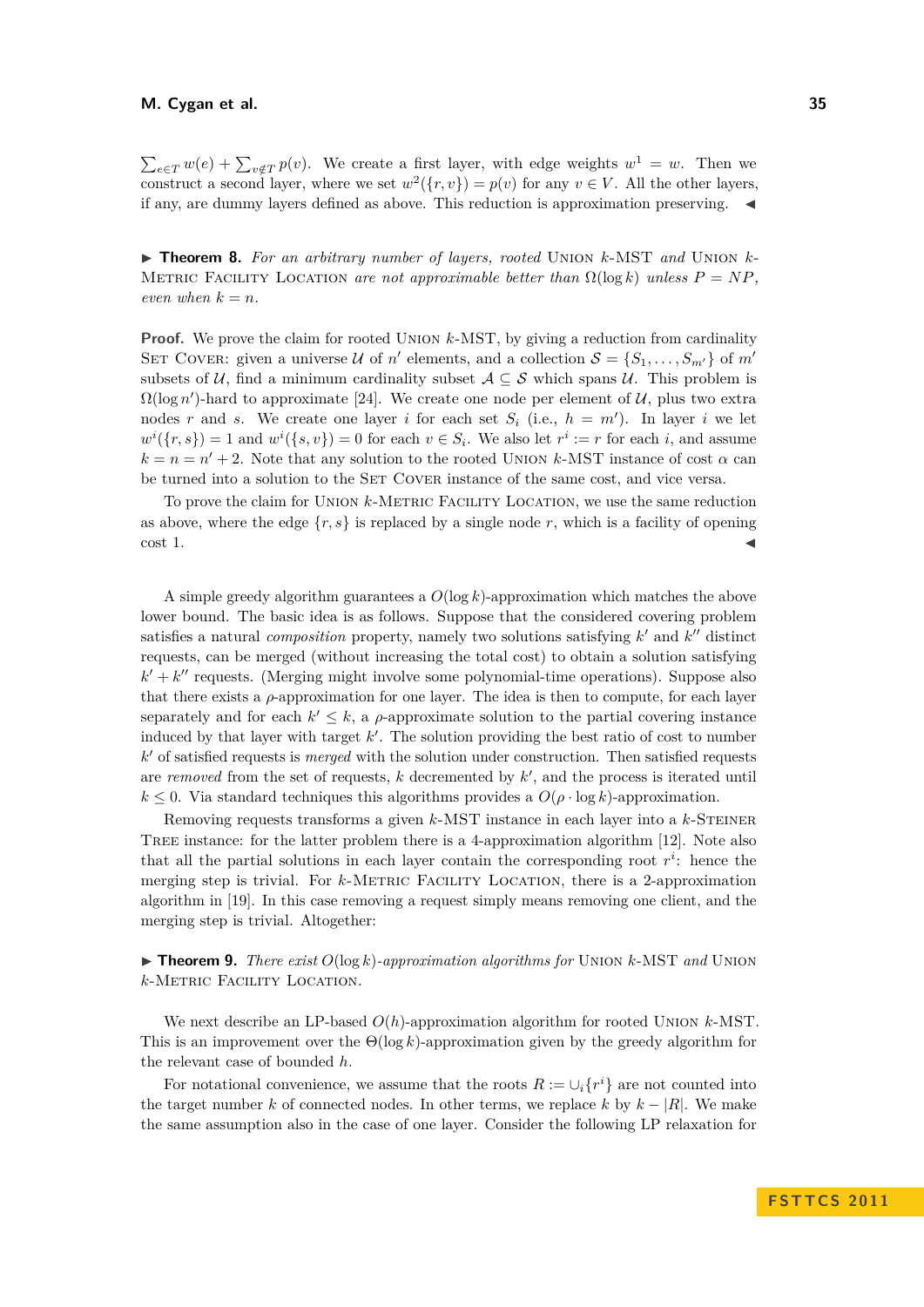$\sum_{e \in T} w(e) + \sum_{v \notin T} p(v)$. We create a first layer, with edge weights $w^1 = w$. Then we construct a second layer, where we set $w^2(\{r, v\}) = p(v)$ for any $v \in V$. All the other layers, if any, are dummy layers defined as above. This reduction is approximation preserving. ◀

▶ **Theorem 8.** *For an arbitrary number of layers, rooted* Union $k$-MST *and* Union $k$-Metric Facility Location *are not approximable better than* $\Omega(\log k)$ *unless* $P = NP$*, even when* $k = n$.

**Proof.** We prove the claim for rooted Union $k$-MST, by giving a reduction from cardinality Set Cover: given a universe $\mathcal{U}$ of $n'$ elements, and a collection $\mathcal{S} = \{S_1, \ldots, S_{m'}\}$ of $m'$ subsets of $\mathcal{U}$, find a minimum cardinality subset $\mathcal{A} \subseteq \mathcal{S}$ which spans $\mathcal{U}$. This problem is $\Omega(\log n')$-hard to approximate [24]. We create one node per element of $\mathcal{U}$, plus two extra nodes $r$ and $s$. We create one layer $i$ for each set $S_i$ (i.e., $h = m'$). In layer $i$ we let $w^i(\{r, s\}) = 1$ and $w^i(\{s, v\}) = 0$ for each $v \in S_i$. We also let $r^i := r$ for each $i$, and assume $k = n = n' + 2$. Note that any solution to the rooted Union $k$-MST instance of cost $\alpha$ can be turned into a solution to the Set Cover instance of the same cost, and vice versa.

To prove the claim for Union $k$-Metric Facility Location, we use the same reduction as above, where the edge $\{r, s\}$ is replaced by a single node $r$, which is a facility of opening cost 1. ◀

A simple greedy algorithm guarantees a $O(\log k)$-approximation which matches the above lower bound. The basic idea is as follows. Suppose that the considered covering problem satisfies a natural *composition* property, namely two solutions satisfying $k'$ and $k''$ distinct requests, can be merged (without increasing the total cost) to obtain a solution satisfying $k' + k''$ requests. (Merging might involve some polynomial-time operations). Suppose also that there exists a $\rho$-approximation for one layer. The idea is then to compute, for each layer separately and for each $k' \leq k$, a $\rho$-approximate solution to the partial covering instance induced by that layer with target $k'$. The solution providing the best ratio of cost to number $k'$ of satisfied requests is *merged* with the solution under construction. Then satisfied requests are *removed* from the set of requests, $k$ decremented by $k'$, and the process is iterated until $k \leq 0$. Via standard techniques this algorithms provides a $O(\rho \cdot \log k)$-approximation.

Removing requests transforms a given $k$-MST instance in each layer into a $k$-Steiner Tree instance: for the latter problem there is a 4-approximation algorithm [12]. Note also that all the partial solutions in each layer contain the corresponding root $r^i$: hence the merging step is trivial. For $k$-Metric Facility Location, there is a 2-approximation algorithm in [19]. In this case removing a request simply means removing one client, and the merging step is trivial. Altogether:

▶ **Theorem 9.** *There exist* $O(\log k)$*-approximation algorithms for* Union $k$-MST *and* Union $k$-Metric Facility Location.

We next describe an LP-based $O(h)$-approximation algorithm for rooted Union $k$-MST. This is an improvement over the $\Theta(\log k)$-approximation given by the greedy algorithm for the relevant case of bounded $h$.

For notational convenience, we assume that the roots $R := \cup_i \{r^i\}$ are not counted into the target number $k$ of connected nodes. In other terms, we replace $k$ by $k - |R|$. We make the same assumption also in the case of one layer. Consider the following LP relaxation for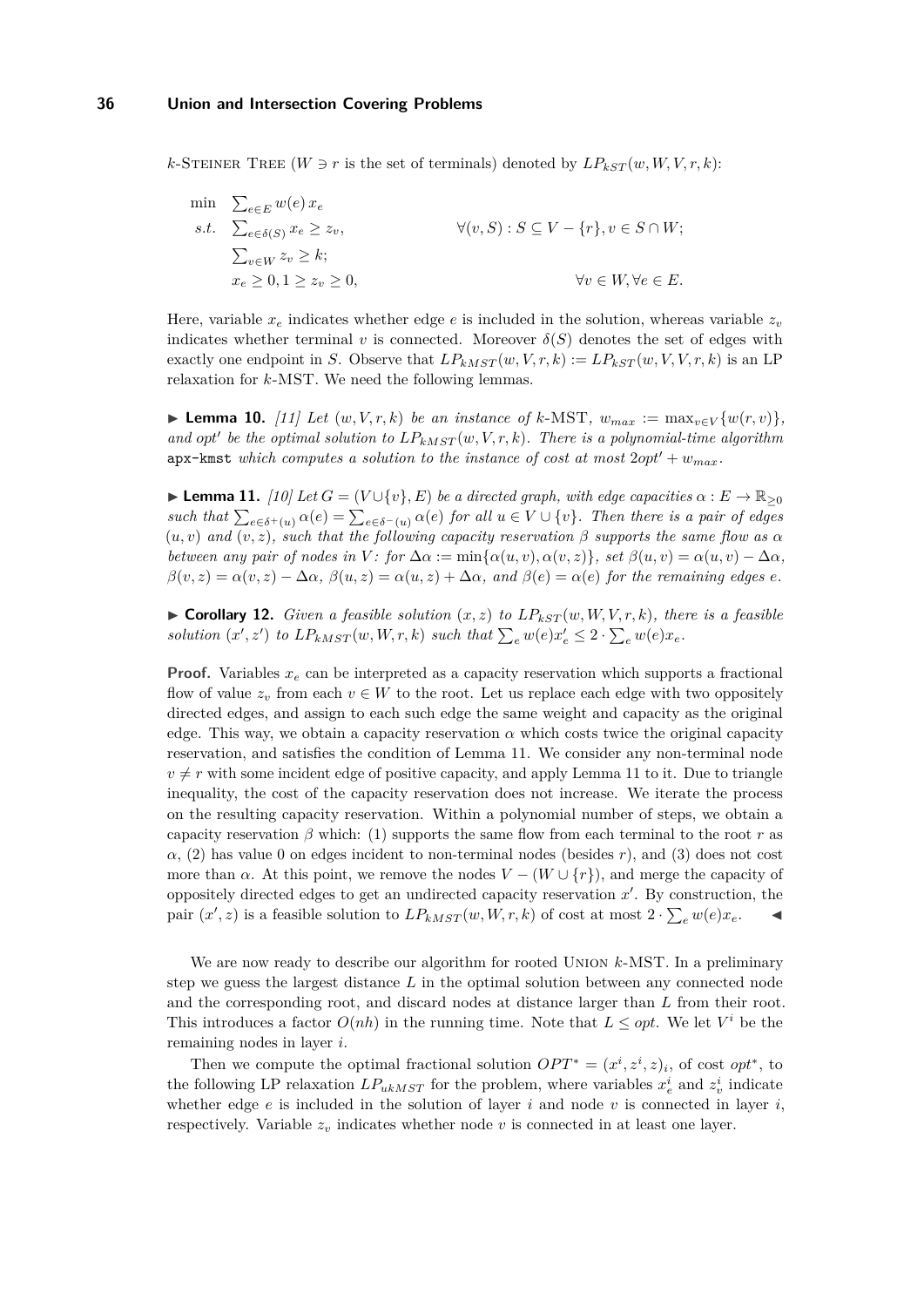$k$-Steiner Tree ($W \ni r$ is the set of terminals) denoted by $LP_{kST}(w, W, V, r, k)$:

$$
\begin{aligned}
\min \quad & \textstyle\sum_{e \in E} w(e)\, x_e \\
s.t. \quad & \textstyle\sum_{e \in \delta(S)} x_e \geq z_v, & \forall (v, S) : S \subseteq V - \{r\}, v \in S \cap W; \\
& \textstyle\sum_{v \in W} z_v \geq k; \\
& x_e \geq 0, 1 \geq z_v \geq 0, & \forall v \in W, \forall e \in E.
\end{aligned}
$$

Here, variable $x_e$ indicates whether edge $e$ is included in the solution, whereas variable $z_v$ indicates whether terminal $v$ is connected. Moreover $\delta(S)$ denotes the set of edges with exactly one endpoint in $S$. Observe that $LP_{kMST}(w, V, r, k) := LP_{kST}(w, V, V, r, k)$ is an LP relaxation for $k$-MST. We need the following lemmas.

▶ **Lemma 10.** *[11] Let $(w, V, r, k)$ be an instance of $k$-MST, $w_{max} := \max_{v \in V}\{w(r, v)\}$, and $opt'$ be the optimal solution to $LP_{kMST}(w, V, r, k)$. There is a polynomial-time algorithm* `apx-kmst` *which computes a solution to the instance of cost at most $2opt' + w_{max}$.*

▶ **Lemma 11.** *[10] Let $G = (V \cup \{v\}, E)$ be a directed graph, with edge capacities $\alpha : E \to \mathbb{R}_{\geq 0}$ such that $\sum_{e \in \delta^+(u)} \alpha(e) = \sum_{e \in \delta^-(u)} \alpha(e)$ for all $u \in V \cup \{v\}$. Then there is a pair of edges $(u, v)$ and $(v, z)$, such that the following capacity reservation $\beta$ supports the same flow as $\alpha$ between any pair of nodes in $V$: for $\Delta\alpha := \min\{\alpha(u, v), \alpha(v, z)\}$, set $\beta(u, v) = \alpha(u, v) - \Delta\alpha$, $\beta(v, z) = \alpha(v, z) - \Delta\alpha$, $\beta(u, z) = \alpha(u, z) + \Delta\alpha$, and $\beta(e) = \alpha(e)$ for the remaining edges $e$.*

▶ **Corollary 12.** *Given a feasible solution $(x, z)$ to $LP_{kST}(w, W, V, r, k)$, there is a feasible solution $(x', z')$ to $LP_{kMST}(w, W, r, k)$ such that $\sum_e w(e)x'_e \leq 2 \cdot \sum_e w(e)x_e$.*

**Proof.** Variables $x_e$ can be interpreted as a capacity reservation which supports a fractional flow of value $z_v$ from each $v \in W$ to the root. Let us replace each edge with two oppositely directed edges, and assign to each such edge the same weight and capacity as the original edge. This way, we obtain a capacity reservation $\alpha$ which costs twice the original capacity reservation, and satisfies the condition of Lemma 11. We consider any non-terminal node $v \neq r$ with some incident edge of positive capacity, and apply Lemma 11 to it. Due to triangle inequality, the cost of the capacity reservation does not increase. We iterate the process on the resulting capacity reservation. Within a polynomial number of steps, we obtain a capacity reservation $\beta$ which: (1) supports the same flow from each terminal to the root $r$ as $\alpha$, (2) has value 0 on edges incident to non-terminal nodes (besides $r$), and (3) does not cost more than $\alpha$. At this point, we remove the nodes $V - (W \cup \{r\})$, and merge the capacity of oppositely directed edges to get an undirected capacity reservation $x'$. By construction, the pair $(x', z)$ is a feasible solution to $LP_{kMST}(w, W, r, k)$ of cost at most $2 \cdot \sum_e w(e)x_e$. ◀

We are now ready to describe our algorithm for rooted Union $k$-MST. In a preliminary step we guess the largest distance $L$ in the optimal solution between any connected node and the corresponding root, and discard nodes at distance larger than $L$ from their root. This introduces a factor $O(nh)$ in the running time. Note that $L \leq opt$. We let $V^i$ be the remaining nodes in layer $i$.

Then we compute the optimal fractional solution $OPT^* = (x^i, z^i, z)_i$, of cost $opt^*$, to the following LP relaxation $LP_{ukMST}$ for the problem, where variables $x^i_e$ and $z^i_v$ indicate whether edge $e$ is included in the solution of layer $i$ and node $v$ is connected in layer $i$, respectively. Variable $z_v$ indicates whether node $v$ is connected in at least one layer.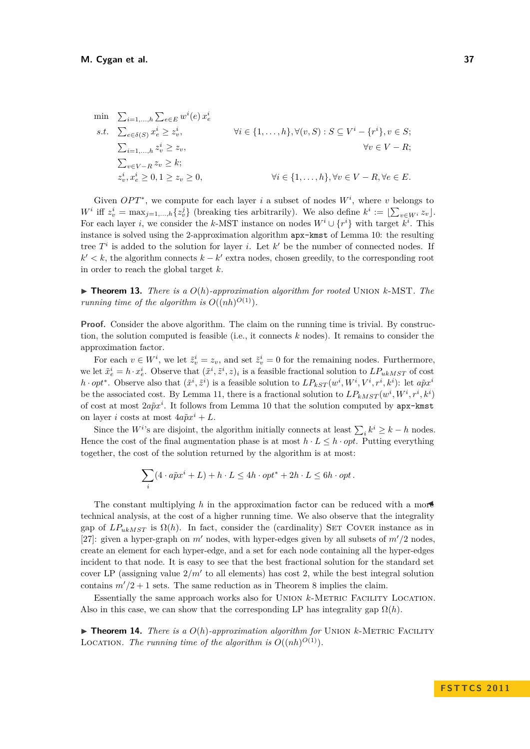$$
\begin{aligned}
\min \quad & \sum_{i=1,\ldots,h} \sum_{e\in E} w^i(e)\, x^i_e \\
s.t. \quad & \sum_{e\in\delta(S)} x^i_e \geq z^i_v, && \forall i\in\{1,\ldots,h\}, \forall (v,S): S\subseteq V^i-\{r^i\}, v\in S;\\
& \sum_{i=1,\ldots,h} z^i_v \geq z_v, && \forall v\in V-R;\\
& \sum_{v\in V-R} z_v \geq k;\\
& z^i_v, x^i_e \geq 0, 1\geq z_v\geq 0, && \forall i\in\{1,\ldots,h\}, \forall v\in V-R, \forall e\in E.
\end{aligned}
$$

Given $OPT^*$, we compute for each layer $i$ a subset of nodes $W^i$, where $v$ belongs to $W^i$ iff $z^i_v = \max_{j=1,\ldots,h}\{z^j_v\}$ (breaking ties arbitrarily). We also define $k^i := \lfloor \sum_{v\in W^i} z_v \rfloor$. For each layer $i$, we consider the $k$-MST instance on nodes $W^i \cup \{r^i\}$ with target $k^i$. This instance is solved using the 2-approximation algorithm `apx-kmst` of Lemma 10: the resulting tree $T^i$ is added to the solution for layer $i$. Let $k'$ be the number of connected nodes. If $k' < k$, the algorithm connects $k - k'$ extra nodes, chosen greedily, to the corresponding root in order to reach the global target $k$.

▶ **Theorem 13.** *There is a $O(h)$-approximation algorithm for rooted* Union $k$-MST*. The running time of the algorithm is $O((nh)^{O(1)})$.*

**Proof.** Consider the above algorithm. The claim on the running time is trivial. By construction, the solution computed is feasible (i.e., it connects $k$ nodes). It remains to consider the approximation factor.

For each $v \in W^i$, we let $\tilde{z}^i_v = z_v$, and set $\tilde{z}^i_v = 0$ for the remaining nodes. Furthermore, we let $\tilde{x}^i_e = h\cdot x^i_e$. Observe that $(\tilde{x}^i, \tilde{z}^i, z)_i$ is a feasible fractional solution to $LP_{ukMST}$ of cost $h\cdot opt^*$. Observe also that $(\tilde{x}^i, \tilde{z}^i)$ is a feasible solution to $LP_{kST}(w^i, W^i, V^i, r^i, k^i)$: let $a\tilde{p}x^i$ be the associated cost. By Lemma 11, there is a fractional solution to $LP_{kMST}(w^i, W^i, r^i, k^i)$ of cost at most $2a\tilde{p}x^i$. It follows from Lemma 10 that the solution computed by `apx-kmst` on layer $i$ costs at most $4a\tilde{p}x^i + L$.

Since the $W^i$'s are disjoint, the algorithm initially connects at least $\sum_i k^i \geq k - h$ nodes. Hence the cost of the final augmentation phase is at most $h\cdot L \leq h\cdot opt$. Putting everything together, the cost of the solution returned by the algorithm is at most:

$$\sum_i (4\cdot a\tilde{p}x^i + L) + h\cdot L \leq 4h\cdot opt^* + 2h\cdot L \leq 6h\cdot opt\,.$$

The constant multiplying $h$ in the approximation factor can be reduced with a more technical analysis, at the cost of a higher running time. We also observe that the integrality gap of $LP_{ukMST}$ is $\Omega(h)$. In fact, consider the (cardinality) Set Cover instance as in [27]: given a hyper-graph on $m'$ nodes, with hyper-edges given by all subsets of $m'/2$ nodes, create an element for each hyper-edge, and a set for each node containing all the hyper-edges incident to that node. It is easy to see that the best fractional solution for the standard set cover LP (assigning value $2/m'$ to all elements) has cost 2, while the best integral solution contains $m'/2+1$ sets. The same reduction as in Theorem 8 implies the claim. ◀

Essentially the same approach works also for Union $k$-Metric Facility Location. Also in this case, we can show that the corresponding LP has integrality gap $\Omega(h)$.

▶ **Theorem 14.** *There is a $O(h)$-approximation algorithm for* Union $k$-Metric Facility Location*. The running time of the algorithm is $O((nh)^{O(1)})$.*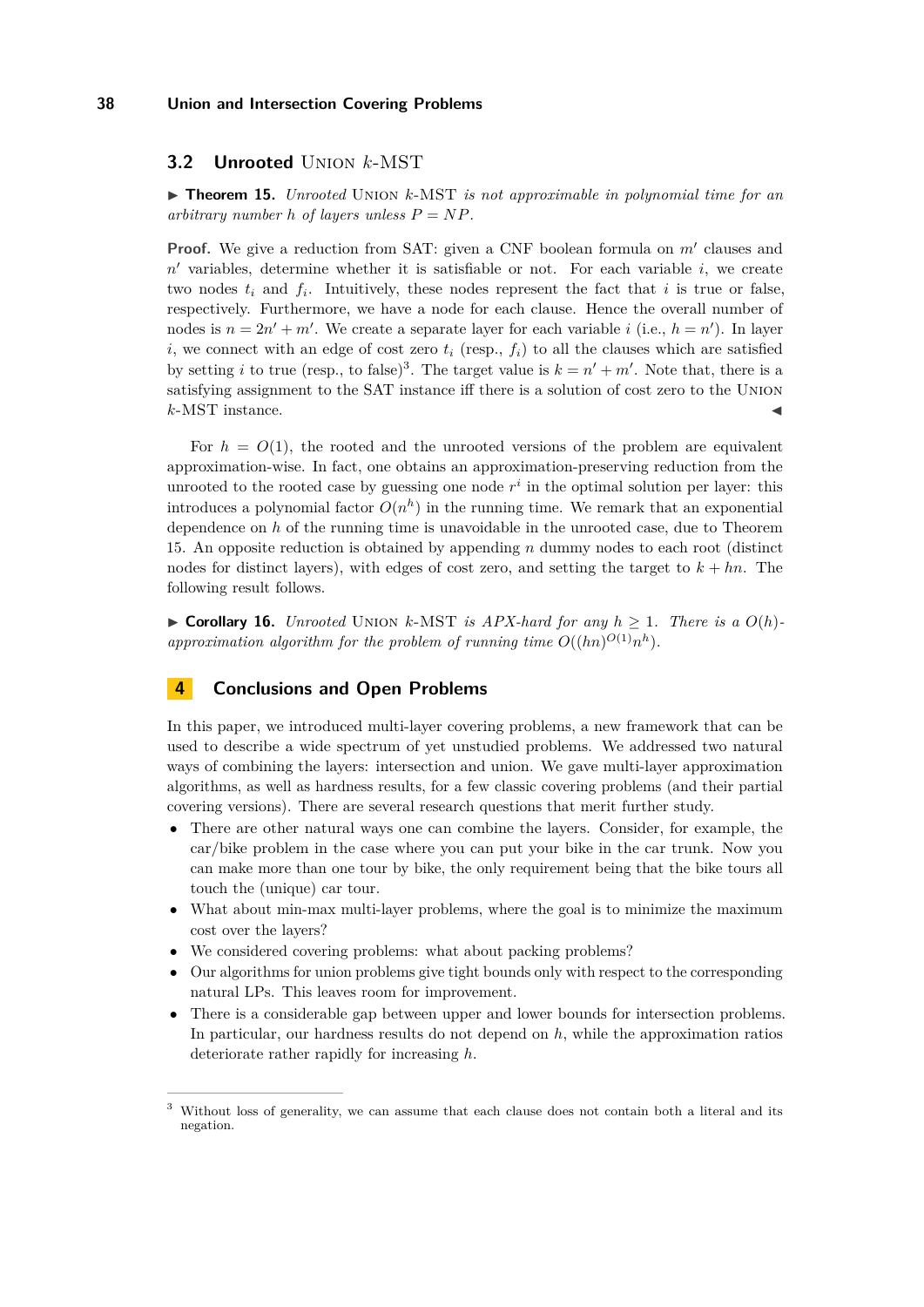### 3.2 Unrooted Union $k$-MST

▶ **Theorem 15.** *Unrooted* Union *$k$-MST is not approximable in polynomial time for an arbitrary number $h$ of layers unless $P = NP$.*

**Proof.** We give a reduction from SAT: given a CNF boolean formula on $m'$ clauses and $n'$ variables, determine whether it is satisfiable or not. For each variable $i$, we create two nodes $t_i$ and $f_i$. Intuitively, these nodes represent the fact that $i$ is true or false, respectively. Furthermore, we have a node for each clause. Hence the overall number of nodes is $n = 2n' + m'$. We create a separate layer for each variable $i$ (i.e., $h = n'$). In layer $i$, we connect with an edge of cost zero $t_i$ (resp., $f_i$) to all the clauses which are satisfied by setting $i$ to true (resp., to false)[3]. The target value is $k = n' + m'$. Note that, there is a satisfying assignment to the SAT instance iff there is a solution of cost zero to the Union $k$-MST instance. ◀

For $h = O(1)$, the rooted and the unrooted versions of the problem are equivalent approximation-wise. In fact, one obtains an approximation-preserving reduction from the unrooted to the rooted case by guessing one node $r^i$ in the optimal solution per layer: this introduces a polynomial factor $O(n^h)$ in the running time. We remark that an exponential dependence on $h$ of the running time is unavoidable in the unrooted case, due to Theorem 15. An opposite reduction is obtained by appending $n$ dummy nodes to each root (distinct nodes for distinct layers), with edges of cost zero, and setting the target to $k + hn$. The following result follows.

▶ **Corollary 16.** *Unrooted* Union *$k$-MST is APX-hard for any $h \geq 1$. There is a $O(h)$-approximation algorithm for the problem of running time $O((hn)^{O(1)}n^h)$.*

## 4 Conclusions and Open Problems

In this paper, we introduced multi-layer covering problems, a new framework that can be used to describe a wide spectrum of yet unstudied problems. We addressed two natural ways of combining the layers: intersection and union. We gave multi-layer approximation algorithms, as well as hardness results, for a few classic covering problems (and their partial covering versions). There are several research questions that merit further study.

- There are other natural ways one can combine the layers. Consider, for example, the car/bike problem in the case where you can put your bike in the car trunk. Now you can make more than one tour by bike, the only requirement being that the bike tours all touch the (unique) car tour.
- What about min-max multi-layer problems, where the goal is to minimize the maximum cost over the layers?
- We considered covering problems: what about packing problems?
- Our algorithms for union problems give tight bounds only with respect to the corresponding natural LPs. This leaves room for improvement.
- There is a considerable gap between upper and lower bounds for intersection problems. In particular, our hardness results do not depend on $h$, while the approximation ratios deteriorate rather rapidly for increasing $h$.

[3] Without loss of generality, we can assume that each clause does not contain both a literal and its negation.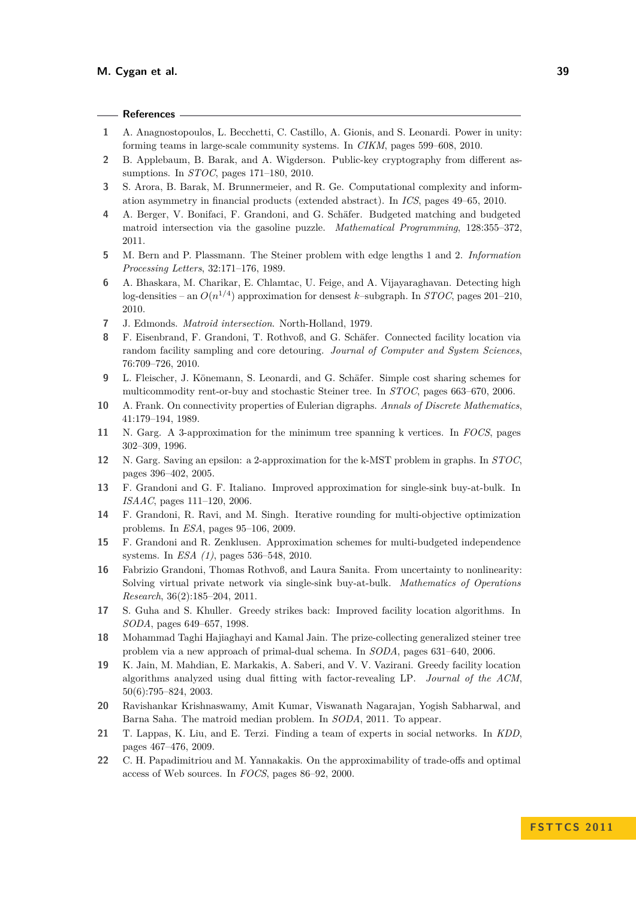## References

1. A. Anagnostopoulos, L. Becchetti, C. Castillo, A. Gionis, and S. Leonardi. Power in unity: forming teams in large-scale community systems. In *CIKM*, pages 599–608, 2010.
2. B. Applebaum, B. Barak, and A. Wigderson. Public-key cryptography from different assumptions. In *STOC*, pages 171–180, 2010.
3. S. Arora, B. Barak, M. Brunnermeier, and R. Ge. Computational complexity and information asymmetry in financial products (extended abstract). In *ICS*, pages 49–65, 2010.
4. A. Berger, V. Bonifaci, F. Grandoni, and G. Schäfer. Budgeted matching and budgeted matroid intersection via the gasoline puzzle. *Mathematical Programming*, 128:355–372, 2011.
5. M. Bern and P. Plassmann. The Steiner problem with edge lengths 1 and 2. *Information Processing Letters*, 32:171–176, 1989.
6. A. Bhaskara, M. Charikar, E. Chlamtac, U. Feige, and A. Vijayaraghavan. Detecting high log-densities – an $O(n^{1/4})$ approximation for densest $k$–subgraph. In *STOC*, pages 201–210, 2010.
7. J. Edmonds. *Matroid intersection*. North-Holland, 1979.
8. F. Eisenbrand, F. Grandoni, T. Rothvoß, and G. Schäfer. Connected facility location via random facility sampling and core detouring. *Journal of Computer and System Sciences*, 76:709–726, 2010.
9. L. Fleischer, J. Könemann, S. Leonardi, and G. Schäfer. Simple cost sharing schemes for multicommodity rent-or-buy and stochastic Steiner tree. In *STOC*, pages 663–670, 2006.
10. A. Frank. On connectivity properties of Eulerian digraphs. *Annals of Discrete Mathematics*, 41:179–194, 1989.
11. N. Garg. A 3-approximation for the minimum tree spanning k vertices. In *FOCS*, pages 302–309, 1996.
12. N. Garg. Saving an epsilon: a 2-approximation for the k-MST problem in graphs. In *STOC*, pages 396–402, 2005.
13. F. Grandoni and G. F. Italiano. Improved approximation for single-sink buy-at-bulk. In *ISAAC*, pages 111–120, 2006.
14. F. Grandoni, R. Ravi, and M. Singh. Iterative rounding for multi-objective optimization problems. In *ESA*, pages 95–106, 2009.
15. F. Grandoni and R. Zenklusen. Approximation schemes for multi-budgeted independence systems. In *ESA (1)*, pages 536–548, 2010.
16. Fabrizio Grandoni, Thomas Rothvoß, and Laura Sanita. From uncertainty to nonlinearity: Solving virtual private network via single-sink buy-at-bulk. *Mathematics of Operations Research*, 36(2):185–204, 2011.
17. S. Guha and S. Khuller. Greedy strikes back: Improved facility location algorithms. In *SODA*, pages 649–657, 1998.
18. Mohammad Taghi Hajiaghayi and Kamal Jain. The prize-collecting generalized steiner tree problem via a new approach of primal-dual schema. In *SODA*, pages 631–640, 2006.
19. K. Jain, M. Mahdian, E. Markakis, A. Saberi, and V. V. Vazirani. Greedy facility location algorithms analyzed using dual fitting with factor-revealing LP. *Journal of the ACM*, 50(6):795–824, 2003.
20. Ravishankar Krishnaswamy, Amit Kumar, Viswanath Nagarajan, Yogish Sabharwal, and Barna Saha. The matroid median problem. In *SODA*, 2011. To appear.
21. T. Lappas, K. Liu, and E. Terzi. Finding a team of experts in social networks. In *KDD*, pages 467–476, 2009.
22. C. H. Papadimitriou and M. Yannakakis. On the approximability of trade-offs and optimal access of Web sources. In *FOCS*, pages 86–92, 2000.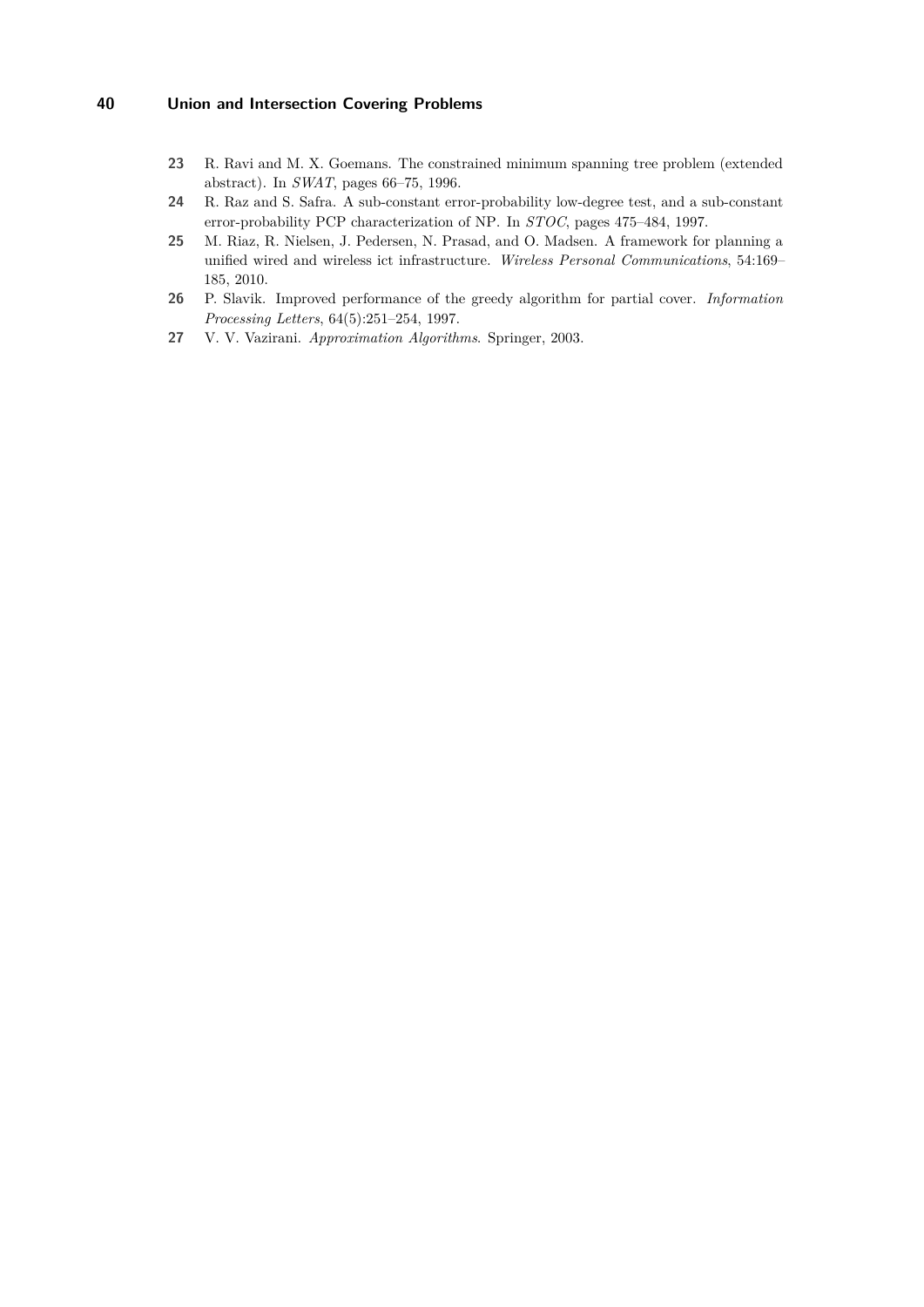23 R. Ravi and M. X. Goemans. The constrained minimum spanning tree problem (extended abstract). In *SWAT*, pages 66–75, 1996.

24 R. Raz and S. Safra. A sub-constant error-probability low-degree test, and a sub-constant error-probability PCP characterization of NP. In *STOC*, pages 475–484, 1997.

25 M. Riaz, R. Nielsen, J. Pedersen, N. Prasad, and O. Madsen. A framework for planning a unified wired and wireless ict infrastructure. *Wireless Personal Communications*, 54:169–185, 2010.

26 P. Slavik. Improved performance of the greedy algorithm for partial cover. *Information Processing Letters*, 64(5):251–254, 1997.

27 V. V. Vazirani. *Approximation Algorithms*. Springer, 2003.